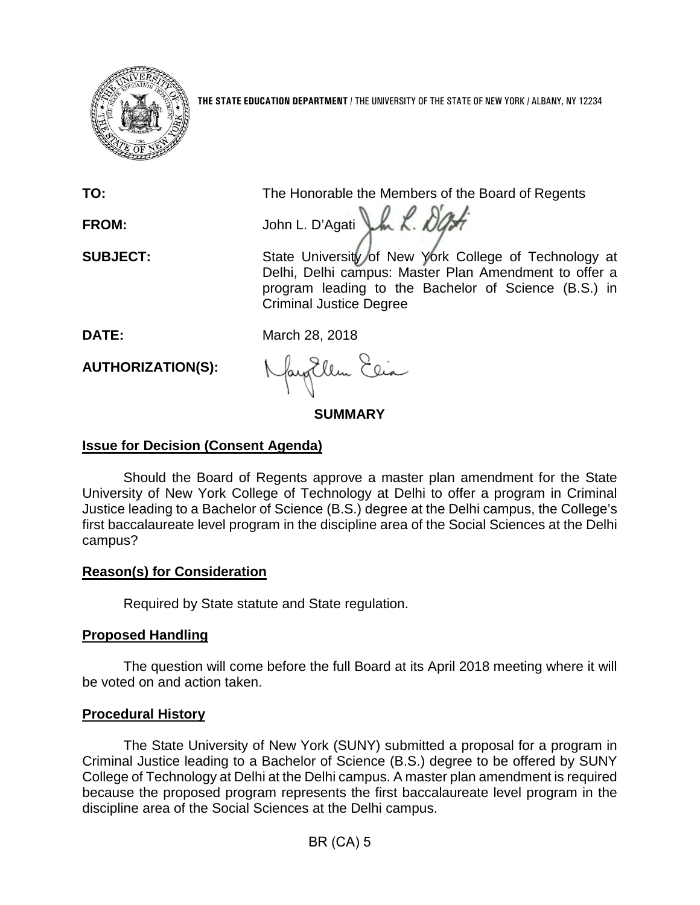THE STATE EDUCATION DEPARTMENT / THE UNIVERSITY OF THE STATE OF NEW YORK / ALBANY, NY 12234

**TO:** The Honorable the Members of the Board of Regents

**FROM:** John L. D'Agati

**SUBJECT:** State University of New York College of Technology at Delhi, Delhi campus: Master Plan Amendment to offer a program leading to the Bachelor of Science (B.S.) in Criminal Justice Degree

**DATE:** March 28, 2018

**AUTHORIZATION(S):**

## SUMMARY

### Issue for Decision (Consent Agenda)

Should the Board of Regents approve a master plan amendment for the State University of New York College of Technology at Delhi to offer a program in Criminal Justice leading to a Bachelor of Science (B.S.) degree at the Delhi campus, the College's first baccalaureate level program in the discipline area of the Social Sciences at the Delhi campus?

### Reason(s) for Consideration

Required by State statute and State regulation.

### Proposed Handling

The question will come before the full Board at its April 2018 meeting where it will be voted on and action taken.

### Procedural History

The State University of New York (SUNY) submitted a proposal for a program in Criminal Justice leading to a Bachelor of Science (B.S.) degree to be offered by SUNY College of Technology at Delhi at the Delhi campus. A master plan amendment is required because the proposed program represents the first baccalaureate level program in the discipline area of the Social Sciences at the Delhi campus.

BR (CA) 5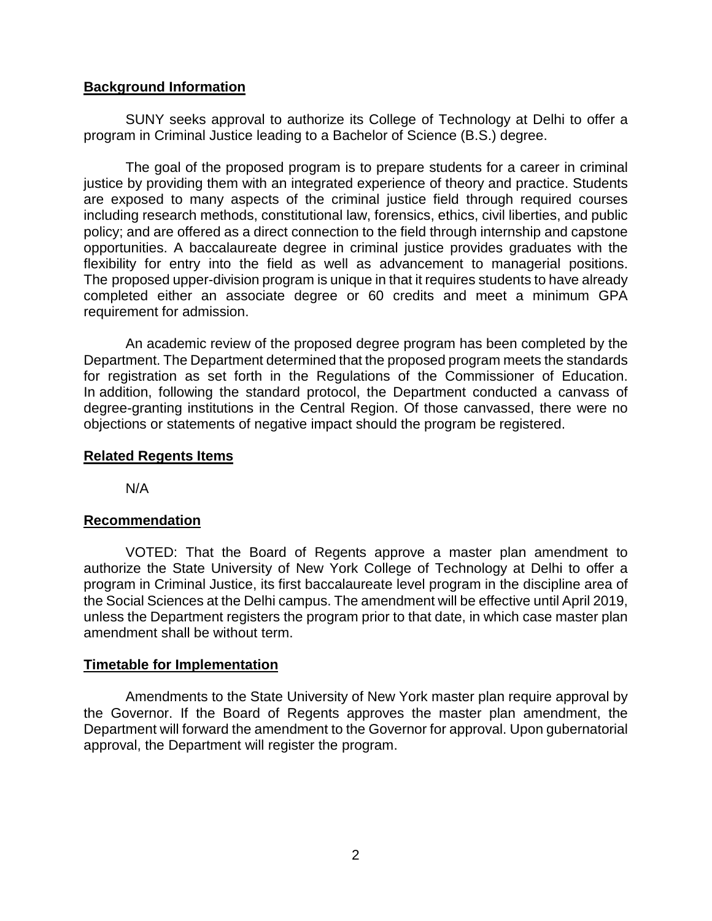## Background Information

SUNY seeks approval to authorize its College of Technology at Delhi to offer a program in Criminal Justice leading to a Bachelor of Science (B.S.) degree.

The goal of the proposed program is to prepare students for a career in criminal justice by providing them with an integrated experience of theory and practice. Students are exposed to many aspects of the criminal justice field through required courses including research methods, constitutional law, forensics, ethics, civil liberties, and public policy; and are offered as a direct connection to the field through internship and capstone opportunities. A baccalaureate degree in criminal justice provides graduates with the flexibility for entry into the field as well as advancement to managerial positions. The proposed upper-division program is unique in that it requires students to have already completed either an associate degree or 60 credits and meet a minimum GPA requirement for admission.

An academic review of the proposed degree program has been completed by the Department. The Department determined that the proposed program meets the standards for registration as set forth in the Regulations of the Commissioner of Education. In addition, following the standard protocol, the Department conducted a canvass of degree-granting institutions in the Central Region. Of those canvassed, there were no objections or statements of negative impact should the program be registered.

## Related Regents Items

N/A

## Recommendation

VOTED: That the Board of Regents approve a master plan amendment to authorize the State University of New York College of Technology at Delhi to offer a program in Criminal Justice, its first baccalaureate level program in the discipline area of the Social Sciences at the Delhi campus. The amendment will be effective until April 2019, unless the Department registers the program prior to that date, in which case master plan amendment shall be without term.

## Timetable for Implementation

Amendments to the State University of New York master plan require approval by the Governor. If the Board of Regents approves the master plan amendment, the Department will forward the amendment to the Governor for approval. Upon gubernatorial approval, the Department will register the program.